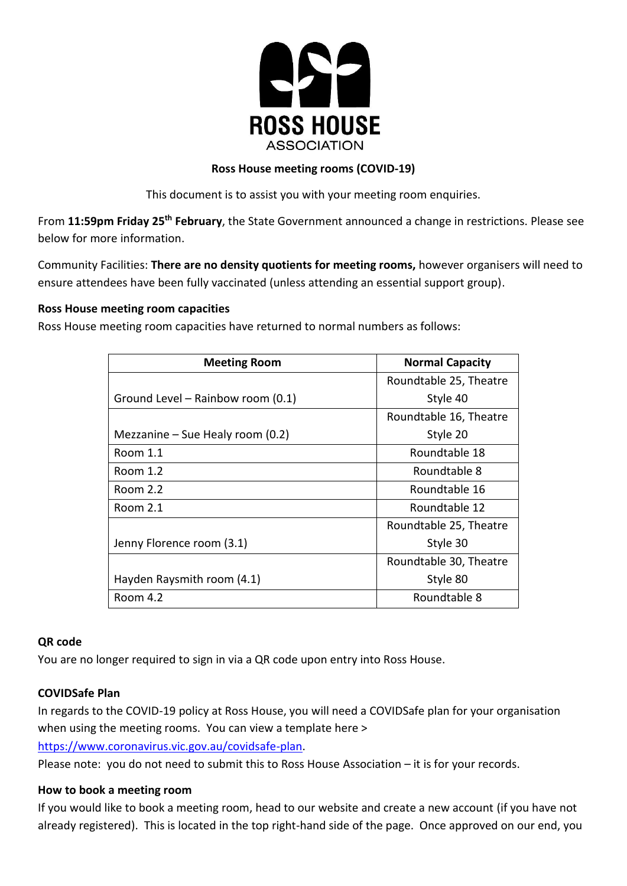**ROSS HOUSE**
ASSOCIATION

**Ross House meeting rooms (COVID-19)**

This document is to assist you with your meeting room enquiries.

From **11:59pm Friday 25th February**, the State Government announced a change in restrictions. Please see below for more information.

Community Facilities: **There are no density quotients for meeting rooms,** however organisers will need to ensure attendees have been fully vaccinated (unless attending an essential support group).

#### Ross House meeting room capacities

Ross House meeting room capacities have returned to normal numbers as follows:

| Meeting Room | Normal Capacity |
|---|---|
| Ground Level – Rainbow room (0.1) | Roundtable 25, Theatre Style 40 |
| Mezzanine – Sue Healy room (0.2) | Roundtable 16, Theatre Style 20 |
| Room 1.1 | Roundtable 18 |
| Room 1.2 | Roundtable 8 |
| Room 2.2 | Roundtable 16 |
| Room 2.1 | Roundtable 12 |
| Jenny Florence room (3.1) | Roundtable 25, Theatre Style 30 |
| Hayden Raysmith room (4.1) | Roundtable 30, Theatre Style 80 |
| Room 4.2 | Roundtable 8 |

#### QR code

You are no longer required to sign in via a QR code upon entry into Ross House.

#### COVIDSafe Plan

In regards to the COVID-19 policy at Ross House, you will need a COVIDSafe plan for your organisation when using the meeting rooms. You can view a template here > https://www.coronavirus.vic.gov.au/covidsafe-plan.

Please note: you do not need to submit this to Ross House Association – it is for your records.

#### How to book a meeting room

If you would like to book a meeting room, head to our website and create a new account (if you have not already registered). This is located in the top right-hand side of the page. Once approved on our end, you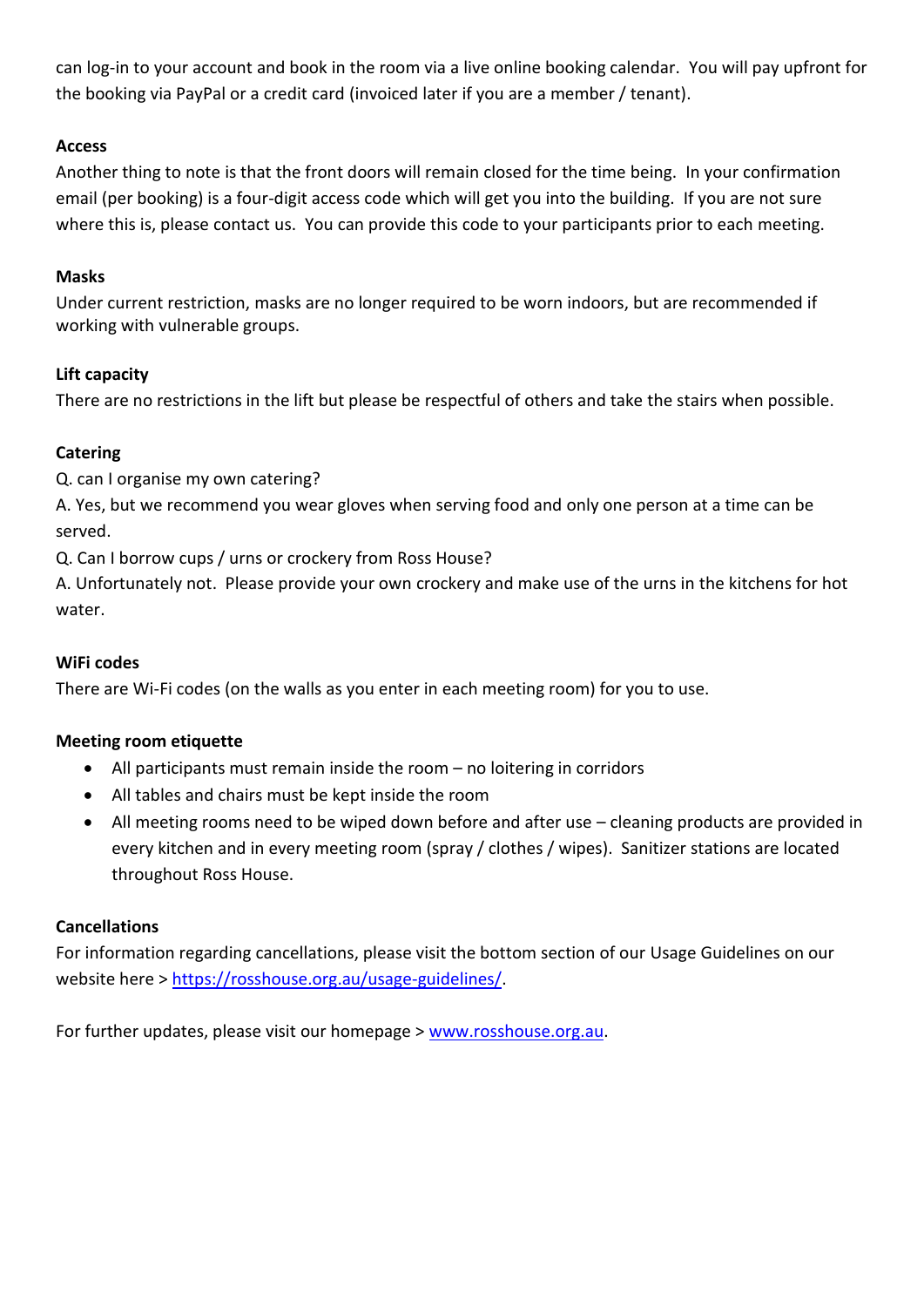can log-in to your account and book in the room via a live online booking calendar. You will pay upfront for the booking via PayPal or a credit card (invoiced later if you are a member / tenant).

**Access**

Another thing to note is that the front doors will remain closed for the time being. In your confirmation email (per booking) is a four-digit access code which will get you into the building. If you are not sure where this is, please contact us. You can provide this code to your participants prior to each meeting.

**Masks**

Under current restriction, masks are no longer required to be worn indoors, but are recommended if working with vulnerable groups.

**Lift capacity**

There are no restrictions in the lift but please be respectful of others and take the stairs when possible.

**Catering**

Q. can I organise my own catering?

A. Yes, but we recommend you wear gloves when serving food and only one person at a time can be served.

Q. Can I borrow cups / urns or crockery from Ross House?

A. Unfortunately not. Please provide your own crockery and make use of the urns in the kitchens for hot water.

**WiFi codes**

There are Wi-Fi codes (on the walls as you enter in each meeting room) for you to use.

**Meeting room etiquette**

- All participants must remain inside the room – no loitering in corridors
- All tables and chairs must be kept inside the room
- All meeting rooms need to be wiped down before and after use – cleaning products are provided in every kitchen and in every meeting room (spray / clothes / wipes). Sanitizer stations are located throughout Ross House.

**Cancellations**

For information regarding cancellations, please visit the bottom section of our Usage Guidelines on our website here > https://rosshouse.org.au/usage-guidelines/.

For further updates, please visit our homepage > www.rosshouse.org.au.